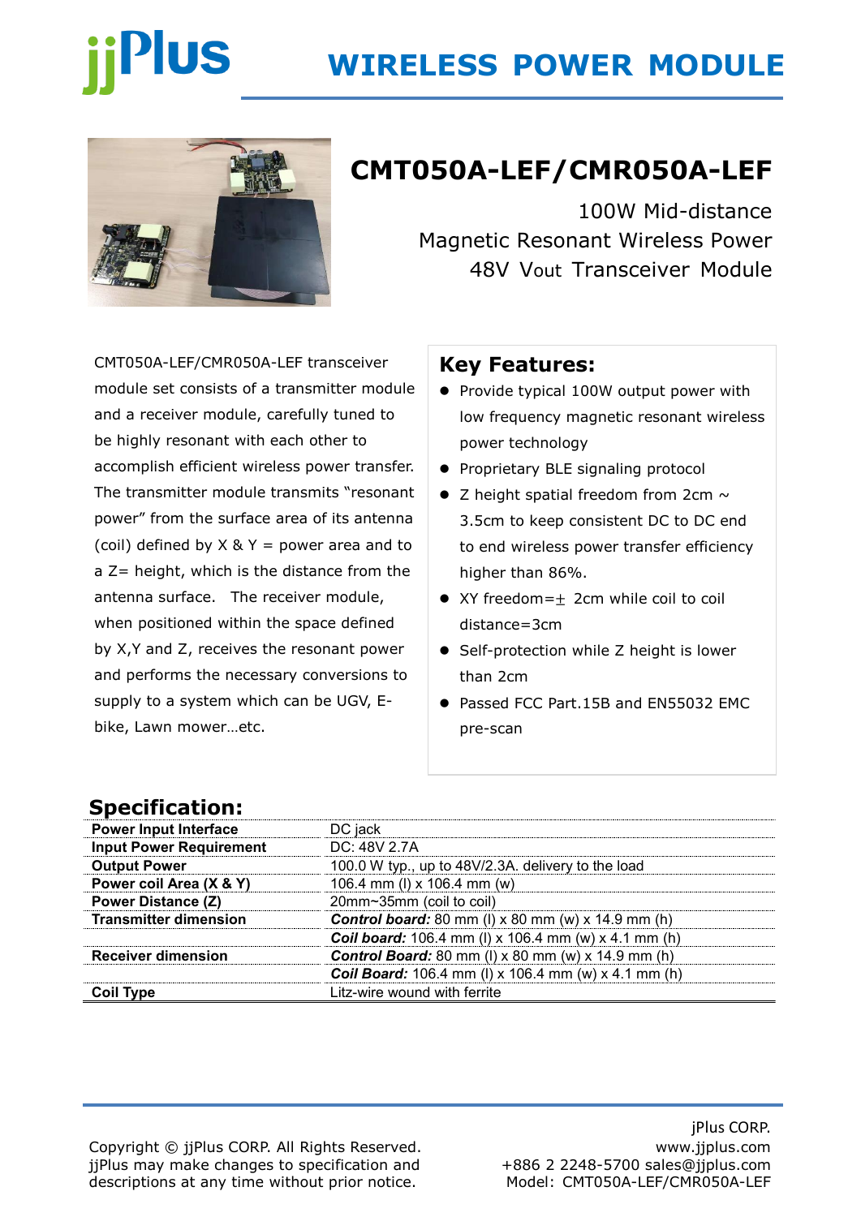# WIRELESS POWER MODULE

## CMT050A-LEF/CMR050A-LEF

100W Mid-distance
Magnetic Resonant Wireless Power
48V Vout Transceiver Module

CMT050A-LEF/CMR050A-LEF transceiver module set consists of a transmitter module and a receiver module, carefully tuned to be highly resonant with each other to accomplish efficient wireless power transfer. The transmitter module transmits "resonant power" from the surface area of its antenna (coil) defined by X & Y = power area and to a Z= height, which is the distance from the antenna surface. The receiver module, when positioned within the space defined by X,Y and Z, receives the resonant power and performs the necessary conversions to supply to a system which can be UGV, E-bike, Lawn mower…etc.

### Key Features:

- Provide typical 100W output power with low frequency magnetic resonant wireless power technology
- Proprietary BLE signaling protocol
- Z height spatial freedom from 2cm ~ 3.5cm to keep consistent DC to DC end to end wireless power transfer efficiency higher than 86%.
- XY freedom=± 2cm while coil to coil distance=3cm
- Self-protection while Z height is lower than 2cm
- Passed FCC Part.15B and EN55032 EMC pre-scan

## Specification:

| | |
|---|---|
| **Power Input Interface** | DC jack |
| **Input Power Requirement** | DC: 48V 2.7A |
| **Output Power** | 100.0 W typ., up to 48V/2.3A. delivery to the load |
| **Power coil Area (X & Y)** | 106.4 mm (l) x 106.4 mm (w) |
| **Power Distance (Z)** | 20mm~35mm (coil to coil) |
| **Transmitter dimension** | ***Control board:*** 80 mm (l) x 80 mm (w) x 14.9 mm (h) |
| | ***Coil board:*** 106.4 mm (l) x 106.4 mm (w) x 4.1 mm (h) |
| **Receiver dimension** | ***Control Board:*** 80 mm (l) x 80 mm (w) x 14.9 mm (h) |
| | ***Coil Board:*** 106.4 mm (l) x 106.4 mm (w) x 4.1 mm (h) |
| **Coil Type** | Litz-wire wound with ferrite |

Copyright © jjPlus CORP. All Rights Reserved.
jjPlus may make changes to specification and descriptions at any time without prior notice.

jPlus CORP.
www.jjplus.com
+886 2 2248-5700 sales@jjplus.com
Model: CMT050A-LEF/CMR050A-LEF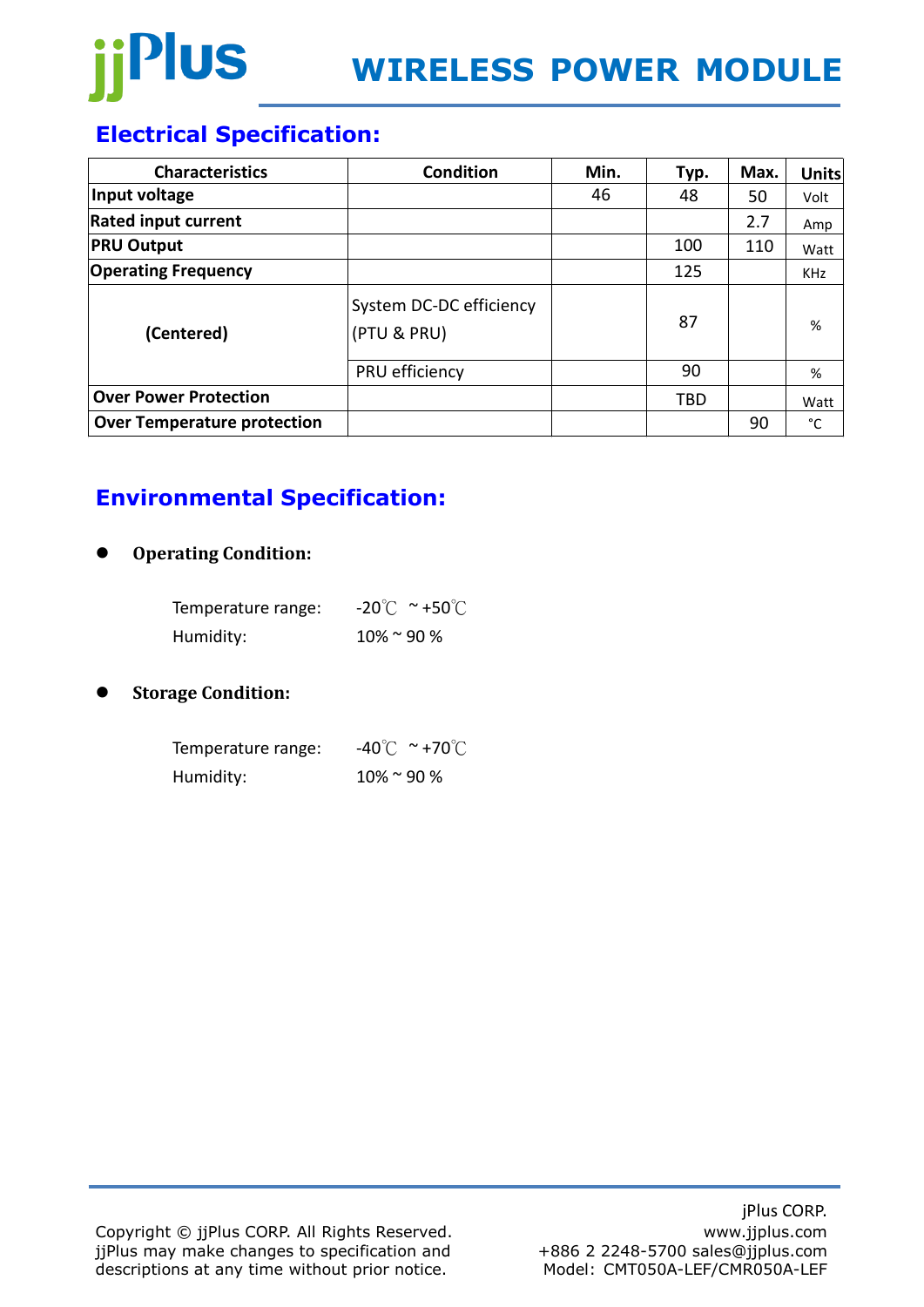# WIRELESS POWER MODULE

## Electrical Specification:

| Characteristics | Condition | Min. | Typ. | Max. | Units |
|---|---|---|---|---|---|
| **Input voltage** | | 46 | 48 | 50 | Volt |
| **Rated input current** | | | | 2.7 | Amp |
| **PRU Output** | | | 100 | 110 | Watt |
| **Operating Frequency** | | | 125 | | KHz |
| **(Centered)** | System DC-DC efficiency (PTU & PRU) | | 87 | | % |
| | PRU efficiency | | 90 | | % |
| **Over Power Protection** | | | TBD | | Watt |
| **Over Temperature protection** | | | | 90 | °C |

## Environmental Specification:

- **Operating Condition:**

  Temperature range: -20℃ ~+50℃
  Humidity: 10% ~ 90 %

- **Storage Condition:**

  Temperature range: -40℃ ~+70℃
  Humidity: 10% ~ 90 %

Copyright © jjPlus CORP. All Rights Reserved.
jjPlus may make changes to specification and descriptions at any time without prior notice.

jPlus CORP.
www.jjplus.com
+886 2 2248-5700 sales@jjplus.com
Model: CMT050A-LEF/CMR050A-LEF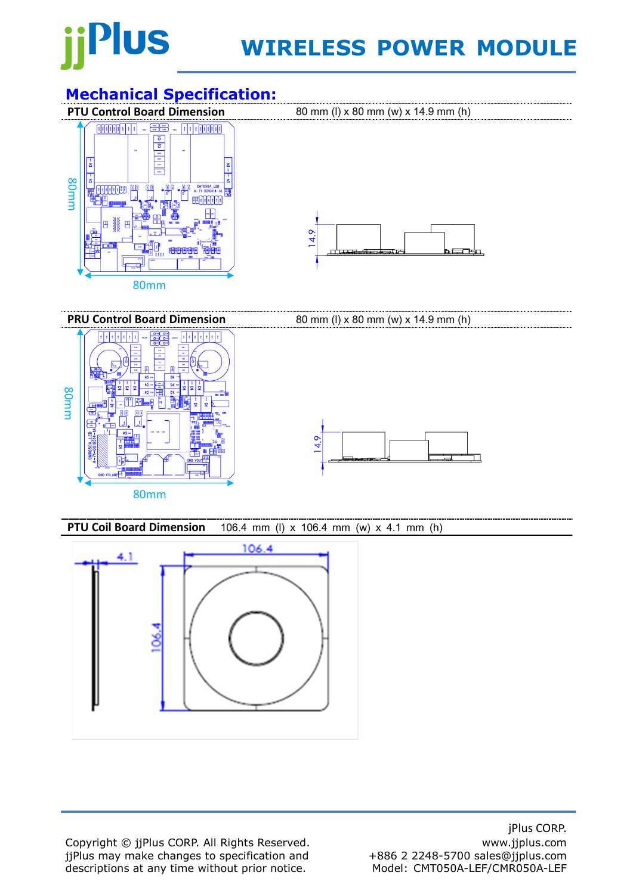## Mechanical Specification:

**PTU Control Board Dimension** 80 mm (l) x 80 mm (w) x 14.9 mm (h)

**PRU Control Board Dimension** 80 mm (l) x 80 mm (w) x 14.9 mm (h)

**PTU Coil Board Dimension** 106.4 mm (l) x 106.4 mm (w) x 4.1 mm (h)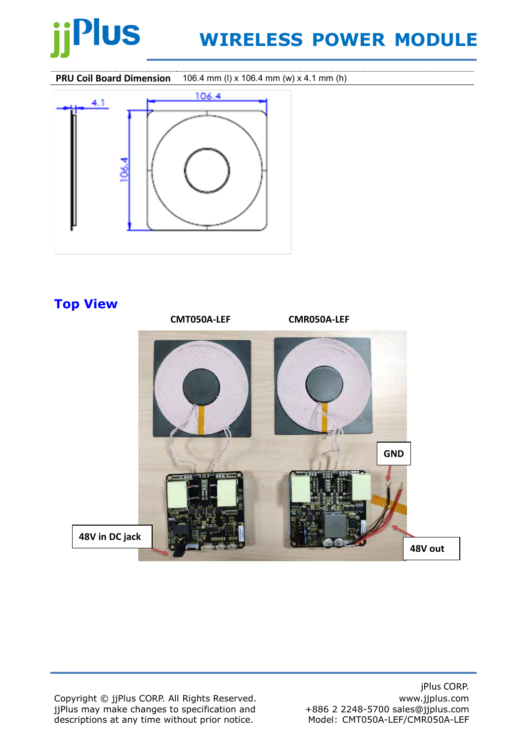**PRU Coil Board Dimension** 106.4 mm (l) x 106.4 mm (w) x 4.1 mm (h)

## Top View

CMT050A-LEF CMR050A-LEF

GND

48V in DC jack

48V out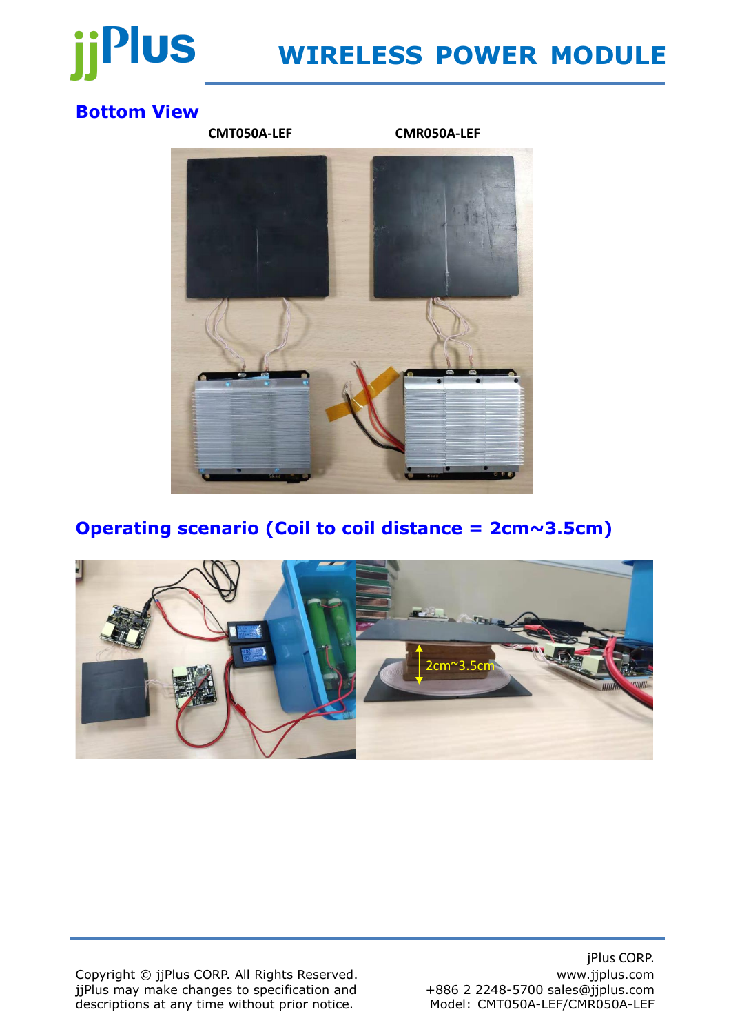## Bottom View

CMT050A-LEF CMR050A-LEF

## Operating scenario (Coil to coil distance = 2cm~3.5cm)

2cm~3.5cm

Copyright © jjPlus CORP. All Rights Reserved.
jjPlus may make changes to specification and descriptions at any time without prior notice.

jPlus CORP.
www.jjplus.com
+886 2 2248-5700 sales@jjplus.com
Model: CMT050A-LEF/CMR050A-LEF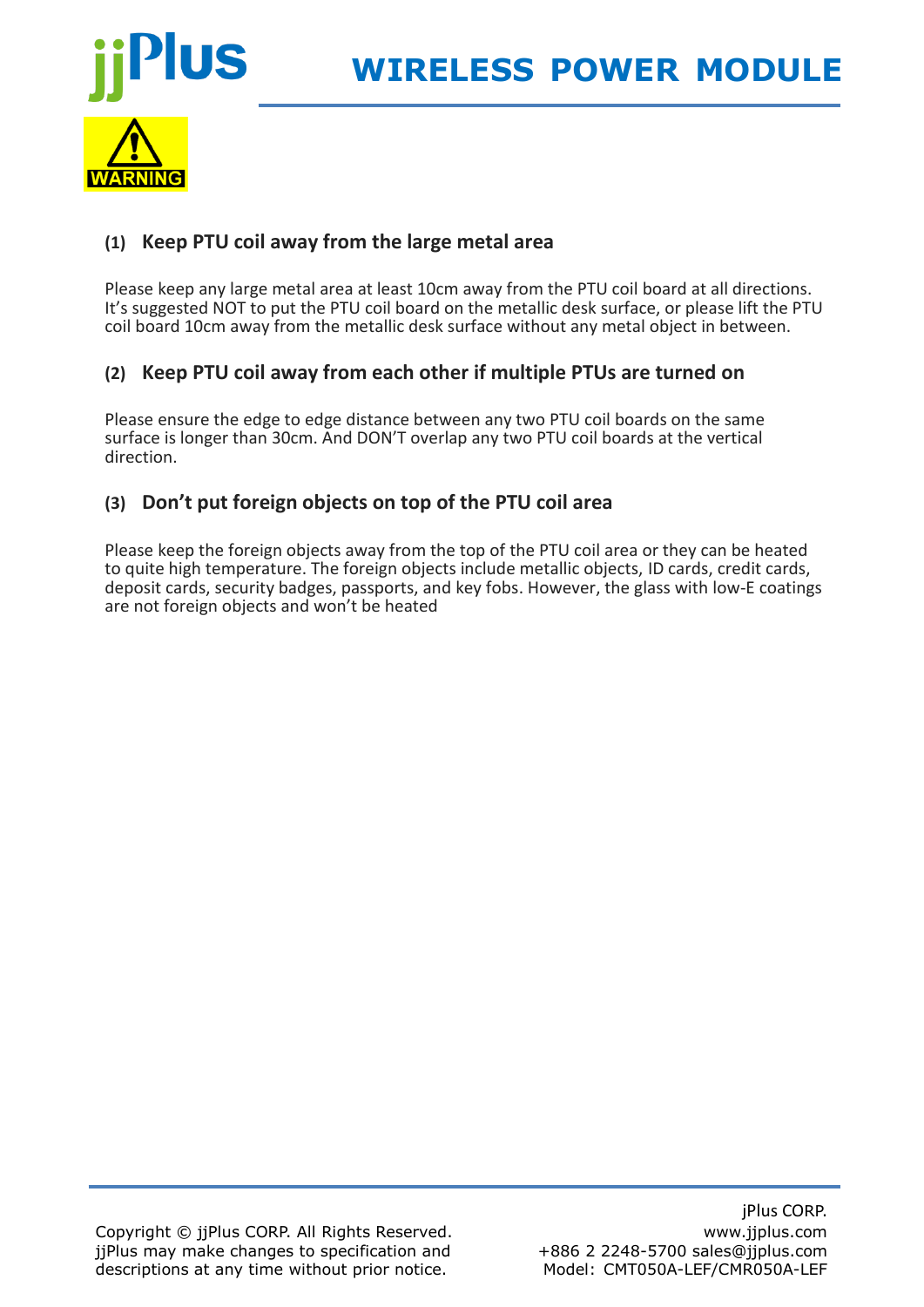WARNING

### (1) Keep PTU coil away from the large metal area

Please keep any large metal area at least 10cm away from the PTU coil board at all directions. It's suggested NOT to put the PTU coil board on the metallic desk surface, or please lift the PTU coil board 10cm away from the metallic desk surface without any metal object in between.

### (2) Keep PTU coil away from each other if multiple PTUs are turned on

Please ensure the edge to edge distance between any two PTU coil boards on the same surface is longer than 30cm. And DON'T overlap any two PTU coil boards at the vertical direction.

### (3) Don't put foreign objects on top of the PTU coil area

Please keep the foreign objects away from the top of the PTU coil area or they can be heated to quite high temperature. The foreign objects include metallic objects, ID cards, credit cards, deposit cards, security badges, passports, and key fobs. However, the glass with low-E coatings are not foreign objects and won't be heated